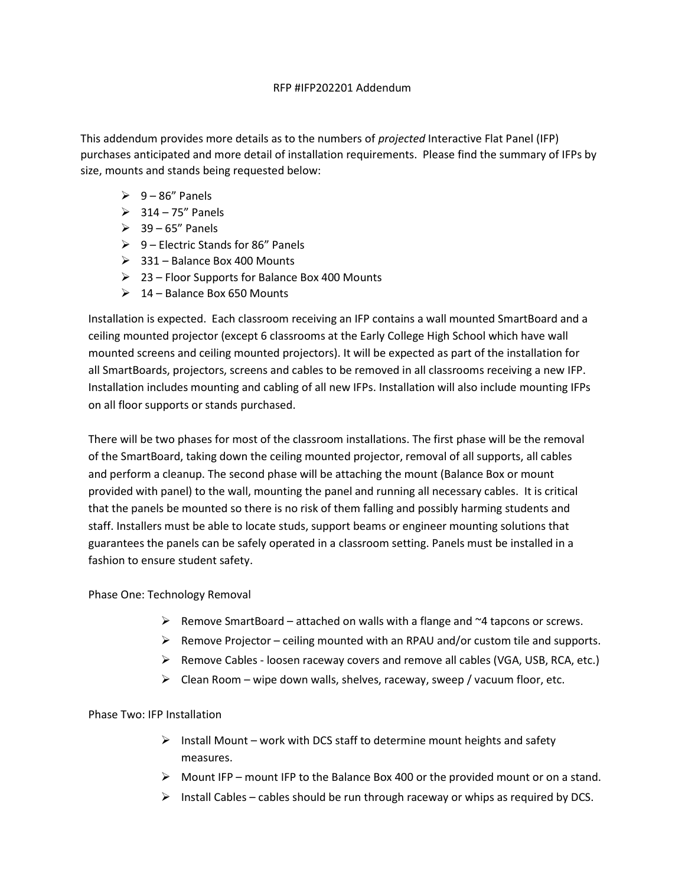RFP #IFP202201 Addendum

This addendum provides more details as to the numbers of *projected* Interactive Flat Panel (IFP) purchases anticipated and more detail of installation requirements. Please find the summary of IFPs by size, mounts and stands being requested below:

- 9 – 86" Panels
- 314 – 75" Panels
- 39 – 65" Panels
- 9 – Electric Stands for 86" Panels
- 331 – Balance Box 400 Mounts
- 23 – Floor Supports for Balance Box 400 Mounts
- 14 – Balance Box 650 Mounts

Installation is expected. Each classroom receiving an IFP contains a wall mounted SmartBoard and a ceiling mounted projector (except 6 classrooms at the Early College High School which have wall mounted screens and ceiling mounted projectors). It will be expected as part of the installation for all SmartBoards, projectors, screens and cables to be removed in all classrooms receiving a new IFP. Installation includes mounting and cabling of all new IFPs. Installation will also include mounting IFPs on all floor supports or stands purchased.

There will be two phases for most of the classroom installations. The first phase will be the removal of the SmartBoard, taking down the ceiling mounted projector, removal of all supports, all cables and perform a cleanup. The second phase will be attaching the mount (Balance Box or mount provided with panel) to the wall, mounting the panel and running all necessary cables. It is critical that the panels be mounted so there is no risk of them falling and possibly harming students and staff. Installers must be able to locate studs, support beams or engineer mounting solutions that guarantees the panels can be safely operated in a classroom setting. Panels must be installed in a fashion to ensure student safety.

Phase One: Technology Removal

- Remove SmartBoard – attached on walls with a flange and ~4 tapcons or screws.
- Remove Projector – ceiling mounted with an RPAU and/or custom tile and supports.
- Remove Cables - loosen raceway covers and remove all cables (VGA, USB, RCA, etc.)
- Clean Room – wipe down walls, shelves, raceway, sweep / vacuum floor, etc.

Phase Two: IFP Installation

- Install Mount – work with DCS staff to determine mount heights and safety measures.
- Mount IFP – mount IFP to the Balance Box 400 or the provided mount or on a stand.
- Install Cables – cables should be run through raceway or whips as required by DCS.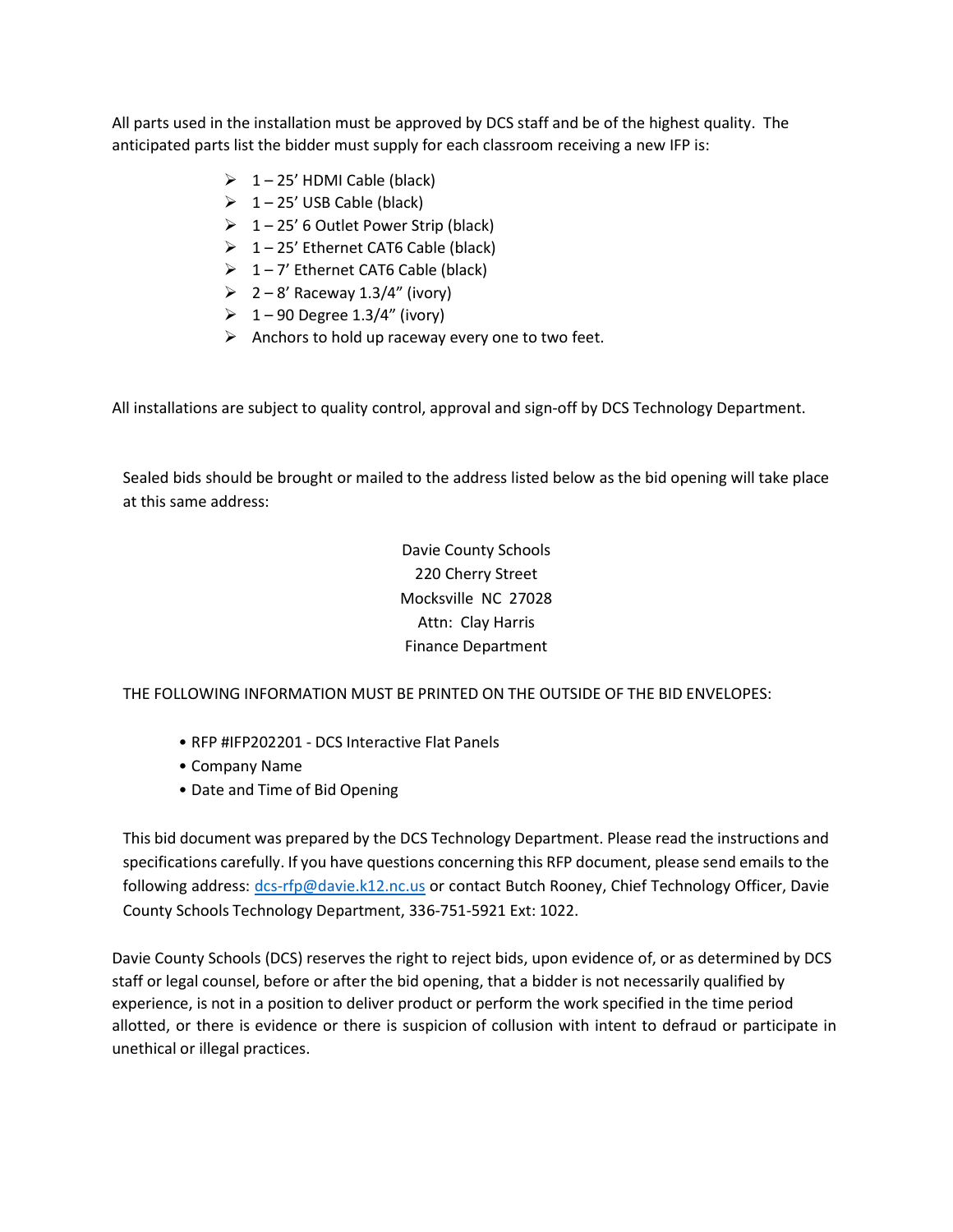All parts used in the installation must be approved by DCS staff and be of the highest quality. The anticipated parts list the bidder must supply for each classroom receiving a new IFP is:

- 1 – 25' HDMI Cable (black)
- 1 – 25' USB Cable (black)
- 1 – 25' 6 Outlet Power Strip (black)
- 1 – 25' Ethernet CAT6 Cable (black)
- 1 – 7' Ethernet CAT6 Cable (black)
- 2 – 8' Raceway 1.3/4" (ivory)
- 1 – 90 Degree 1.3/4" (ivory)
- Anchors to hold up raceway every one to two feet.

All installations are subject to quality control, approval and sign-off by DCS Technology Department.

Sealed bids should be brought or mailed to the address listed below as the bid opening will take place at this same address:

Davie County Schools
220 Cherry Street
Mocksville NC 27028
Attn: Clay Harris
Finance Department

THE FOLLOWING INFORMATION MUST BE PRINTED ON THE OUTSIDE OF THE BID ENVELOPES:

- RFP #IFP202201 - DCS Interactive Flat Panels
- Company Name
- Date and Time of Bid Opening

This bid document was prepared by the DCS Technology Department. Please read the instructions and specifications carefully. If you have questions concerning this RFP document, please send emails to the following address: dcs-rfp@davie.k12.nc.us or contact Butch Rooney, Chief Technology Officer, Davie County Schools Technology Department, 336-751-5921 Ext: 1022.

Davie County Schools (DCS) reserves the right to reject bids, upon evidence of, or as determined by DCS staff or legal counsel, before or after the bid opening, that a bidder is not necessarily qualified by experience, is not in a position to deliver product or perform the work specified in the time period allotted, or there is evidence or there is suspicion of collusion with intent to defraud or participate in unethical or illegal practices.